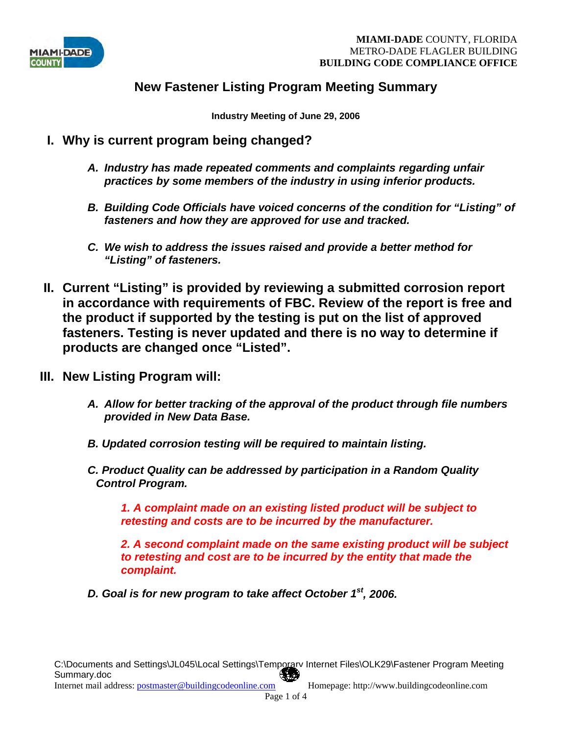MIAMI-DADE COUNTY, FLORIDA
METRO-DADE FLAGLER BUILDING
BUILDING CODE COMPLIANCE OFFICE

# New Fastener Listing Program Meeting Summary

**Industry Meeting of June 29, 2006**

## I. Why is current program being changed?

***A. Industry has made repeated comments and complaints regarding unfair practices by some members of the industry in using inferior products.***

***B. Building Code Officials have voiced concerns of the condition for "Listing" of fasteners and how they are approved for use and tracked.***

***C. We wish to address the issues raised and provide a better method for "Listing" of fasteners.***

## II. Current "Listing" is provided by reviewing a submitted corrosion report in accordance with requirements of FBC. Review of the report is free and the product if supported by the testing is put on the list of approved fasteners. Testing is never updated and there is no way to determine if products are changed once "Listed".

## III. New Listing Program will:

***A. Allow for better tracking of the approval of the product through file numbers provided in New Data Base.***

***B. Updated corrosion testing will be required to maintain listing.***

***C. Product Quality can be addressed by participation in a Random Quality Control Program.***

***1. A complaint made on an existing listed product will be subject to retesting and costs are to be incurred by the manufacturer.***

***2. A second complaint made on the same existing product will be subject to retesting and cost are to be incurred by the entity that made the complaint.***

***D. Goal is for new program to take affect October 1st, 2006.***

C:\Documents and Settings\JL045\Local Settings\Temporary Internet Files\OLK29\Fastener Program Meeting Summary.doc
Internet mail address: postmaster@buildingcodeonline.com Homepage: http://www.buildingcodeonline.com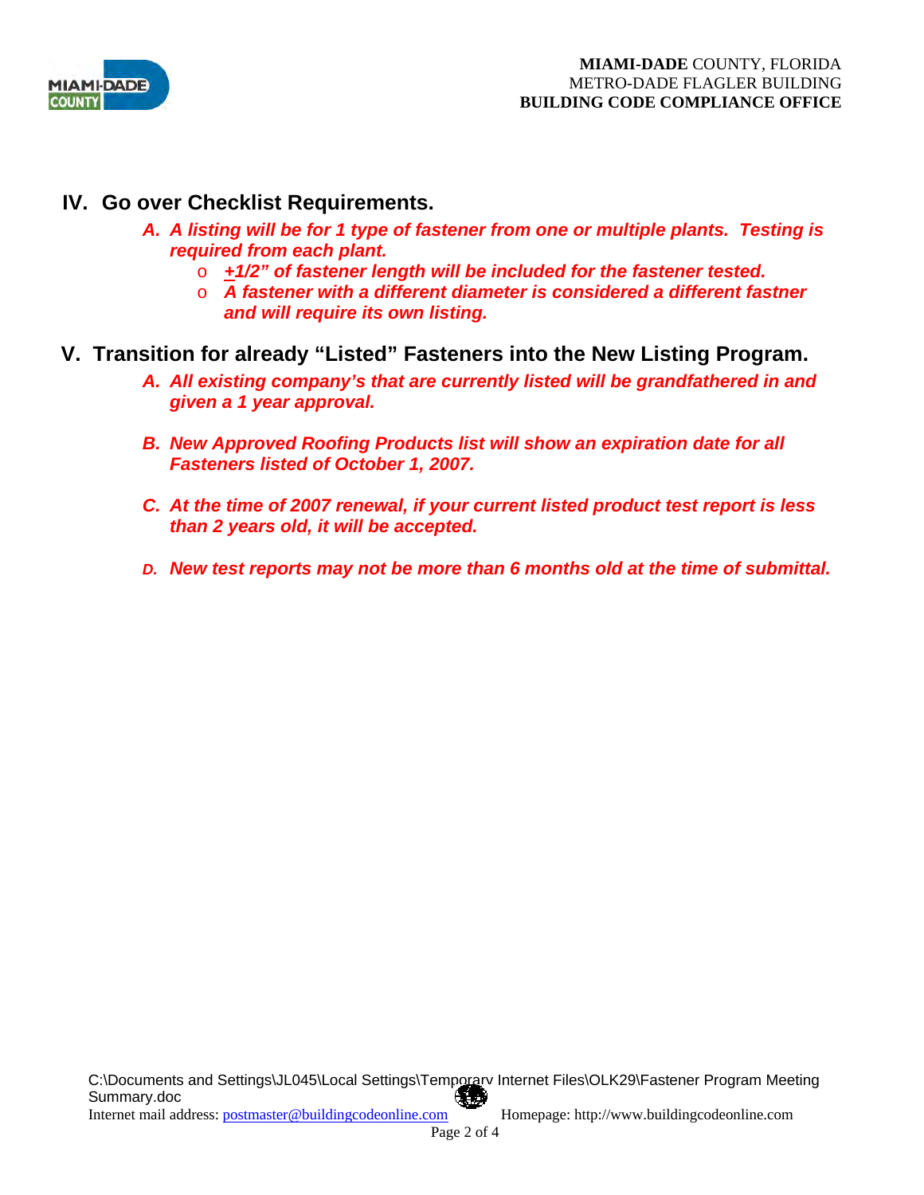## IV. Go over Checklist Requirements.

***A. A listing will be for 1 type of fastener from one or multiple plants. Testing is required from each plant.***

- ***±1/2" of fastener length will be included for the fastener tested.***
- ***A fastener with a different diameter is considered a different fastner and will require its own listing.***

## V. Transition for already "Listed" Fasteners into the New Listing Program.

***A. All existing company's that are currently listed will be grandfathered in and given a 1 year approval.***

***B. New Approved Roofing Products list will show an expiration date for all Fasteners listed of October 1, 2007.***

***C. At the time of 2007 renewal, if your current listed product test report is less than 2 years old, it will be accepted.***

***D. New test reports may not be more than 6 months old at the time of submittal.***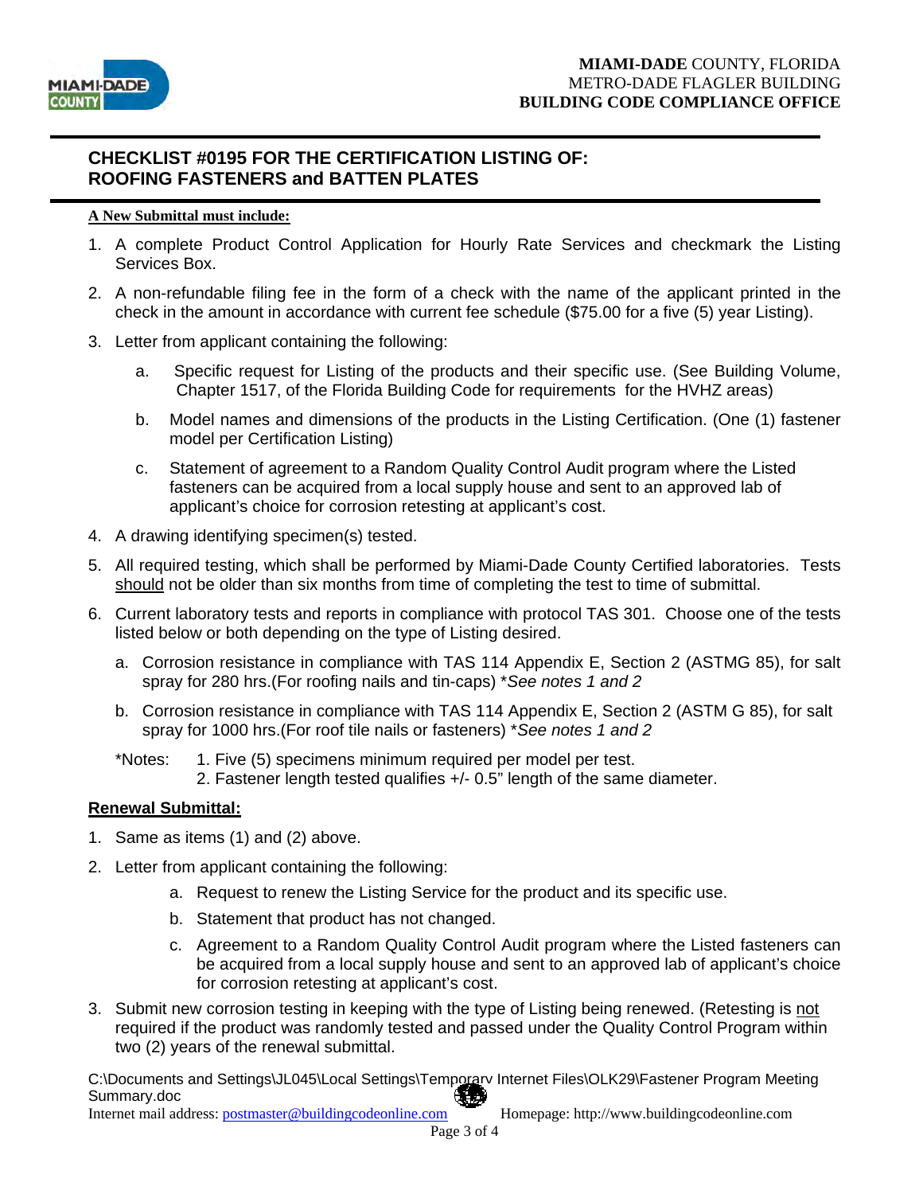MIAMI-DADE COUNTY, FLORIDA
METRO-DADE FLAGLER BUILDING
BUILDING CODE COMPLIANCE OFFICE

## CHECKLIST #0195 FOR THE CERTIFICATION LISTING OF: ROOFING FASTENERS and BATTEN PLATES

**A New Submittal must include:**

1. A complete Product Control Application for Hourly Rate Services and checkmark the Listing Services Box.
2. A non-refundable filing fee in the form of a check with the name of the applicant printed in the check in the amount in accordance with current fee schedule ($75.00 for a five (5) year Listing).
3. Letter from applicant containing the following:
    a. Specific request for Listing of the products and their specific use. (See Building Volume, Chapter 1517, of the Florida Building Code for requirements for the HVHZ areas)
    b. Model names and dimensions of the products in the Listing Certification. (One (1) fastener model per Certification Listing)
    c. Statement of agreement to a Random Quality Control Audit program where the Listed fasteners can be acquired from a local supply house and sent to an approved lab of applicant's choice for corrosion retesting at applicant's cost.
4. A drawing identifying specimen(s) tested.
5. All required testing, which shall be performed by Miami-Dade County Certified laboratories. Tests should not be older than six months from time of completing the test to time of submittal.
6. Current laboratory tests and reports in compliance with protocol TAS 301. Choose one of the tests listed below or both depending on the type of Listing desired.
    a. Corrosion resistance in compliance with TAS 114 Appendix E, Section 2 (ASTMG 85), for salt spray for 280 hrs.(For roofing nails and tin-caps) **See notes 1 and 2*
    b. Corrosion resistance in compliance with TAS 114 Appendix E, Section 2 (ASTM G 85), for salt spray for 1000 hrs.(For roof tile nails or fasteners) **See notes 1 and 2*

    *Notes: 1. Five (5) specimens minimum required per model per test.
    2. Fastener length tested qualifies +/- 0.5" length of the same diameter.

**Renewal Submittal:**

1. Same as items (1) and (2) above.
2. Letter from applicant containing the following:
    a. Request to renew the Listing Service for the product and its specific use.
    b. Statement that product has not changed.
    c. Agreement to a Random Quality Control Audit program where the Listed fasteners can be acquired from a local supply house and sent to an approved lab of applicant's choice for corrosion retesting at applicant's cost.
3. Submit new corrosion testing in keeping with the type of Listing being renewed. (Retesting is not required if the product was randomly tested and passed under the Quality Control Program within two (2) years of the renewal submittal.

C:\Documents and Settings\JL045\Local Settings\Temporary Internet Files\OLK29\Fastener Program Meeting Summary.doc
Internet mail address: postmaster@buildingcodeonline.com Homepage: http://www.buildingcodeonline.com